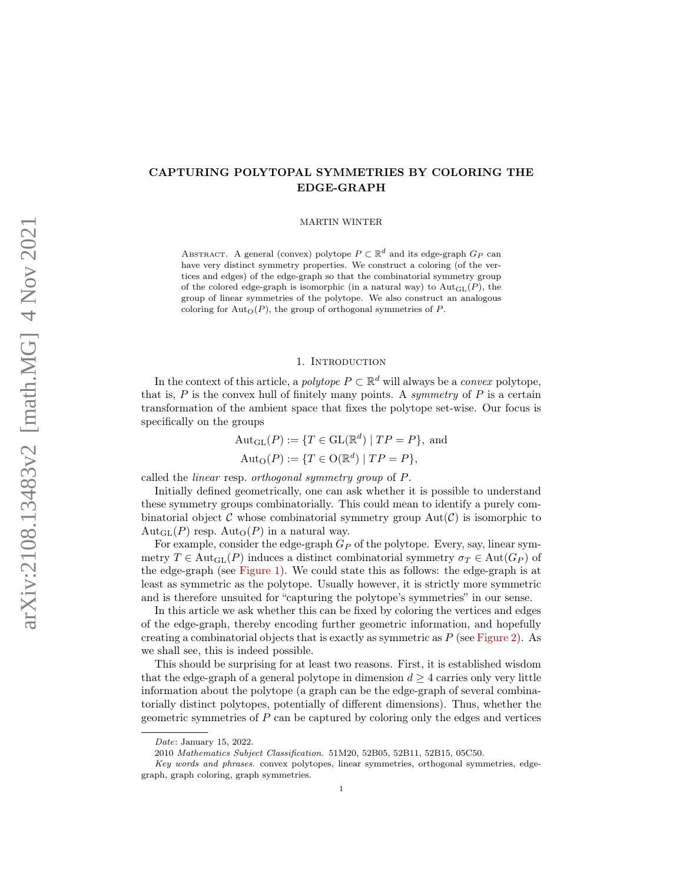# CAPTURING POLYTOPAL SYMMETRIES BY COLORING THE EDGE-GRAPH

MARTIN WINTER

ABSTRACT. A general (convex) polytope $P \subset \mathbb{R}^d$ and its edge-graph $G_P$ can have very distinct symmetry properties. We construct a coloring (of the vertices and edges) of the edge-graph so that the combinatorial symmetry group of the colored edge-graph is isomorphic (in a natural way) to $\mathrm{Aut}_{\mathrm{GL}}(P)$, the group of linear symmetries of the polytope. We also construct an analogous coloring for $\mathrm{Aut}_{\mathrm{O}}(P)$, the group of orthogonal symmetries of $P$.

## 1. Introduction

In the context of this article, a *polytope* $P \subset \mathbb{R}^d$ will always be a *convex* polytope, that is, $P$ is the convex hull of finitely many points. A *symmetry* of $P$ is a certain transformation of the ambient space that fixes the polytope set-wise. Our focus is specifically on the groups

$$\mathrm{Aut}_{\mathrm{GL}}(P) := \{T \in \mathrm{GL}(\mathbb{R}^d) \mid TP = P\}, \text{ and}$$
$$\mathrm{Aut}_{\mathrm{O}}(P) := \{T \in \mathrm{O}(\mathbb{R}^d) \mid TP = P\},$$

called the *linear* resp. *orthogonal symmetry group* of $P$.

Initially defined geometrically, one can ask whether it is possible to understand these symmetry groups combinatorially. This could mean to identify a purely combinatorial object $\mathcal{C}$ whose combinatorial symmetry group $\mathrm{Aut}(\mathcal{C})$ is isomorphic to $\mathrm{Aut}_{\mathrm{GL}}(P)$ resp. $\mathrm{Aut}_{\mathrm{O}}(P)$ in a natural way.

For example, consider the edge-graph $G_P$ of the polytope. Every, say, linear symmetry $T \in \mathrm{Aut}_{\mathrm{GL}}(P)$ induces a distinct combinatorial symmetry $\sigma_T \in \mathrm{Aut}(G_P)$ of the edge-graph (see Figure 1). We could state this as follows: the edge-graph is at least as symmetric as the polytope. Usually however, it is strictly more symmetric and is therefore unsuited for "capturing the polytope's symmetries" in our sense.

In this article we ask whether this can be fixed by coloring the vertices and edges of the edge-graph, thereby encoding further geometric information, and hopefully creating a combinatorial objects that is exactly as symmetric as $P$ (see Figure 2). As we shall see, this is indeed possible.

This should be surprising for at least two reasons. First, it is established wisdom that the edge-graph of a general polytope in dimension $d \geq 4$ carries only very little information about the polytope (a graph can be the edge-graph of several combinatorially distinct polytopes, potentially of different dimensions). Thus, whether the geometric symmetries of $P$ can be captured by coloring only the edges and vertices

---

*Date*: January 15, 2022.

2010 *Mathematics Subject Classification.* 51M20, 52B05, 52B11, 52B15, 05C50.

*Key words and phrases.* convex polytopes, linear symmetries, orthogonal symmetries, edge-graph, graph coloring, graph symmetries.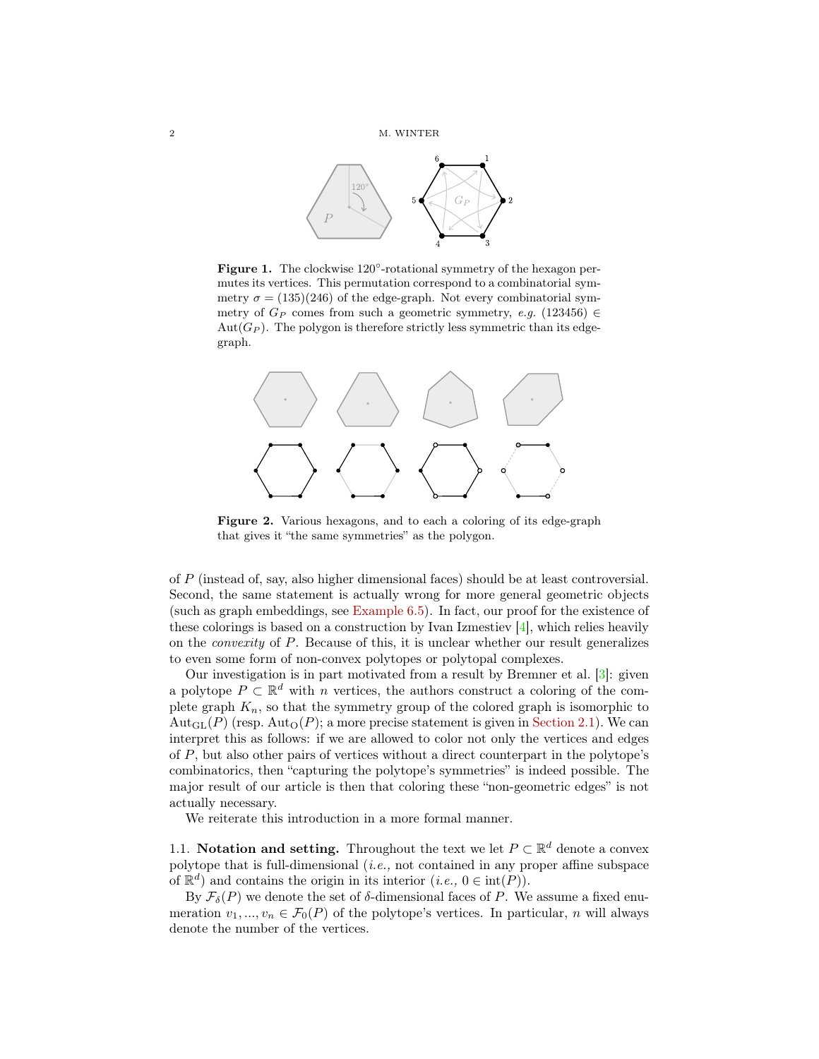**Figure 1.** The clockwise $120°$-rotational symmetry of the hexagon permutes its vertices. This permutation correspond to a combinatorial symmetry $\sigma = (135)(246)$ of the edge-graph. Not every combinatorial symmetry of $G_P$ comes from such a geometric symmetry, *e.g.* $(123456) \in \mathrm{Aut}(G_P)$. The polygon is therefore strictly less symmetric than its edge-graph.

**Figure 2.** Various hexagons, and to each a coloring of its edge-graph that gives it "the same symmetries" as the polygon.

of $P$ (instead of, say, also higher dimensional faces) should be at least controversial. Second, the same statement is actually wrong for more general geometric objects (such as graph embeddings, see Example 6.5). In fact, our proof for the existence of these colorings is based on a construction by Ivan Izmestiev [4], which relies heavily on the *convexity* of $P$. Because of this, it is unclear whether our result generalizes to even some form of non-convex polytopes or polytopal complexes.

Our investigation is in part motivated from a result by Bremner et al. [3]: given a polytope $P \subset \mathbb{R}^d$ with $n$ vertices, the authors construct a coloring of the complete graph $K_n$, so that the symmetry group of the colored graph is isomorphic to $\mathrm{Aut}_{\mathrm{GL}}(P)$ (resp. $\mathrm{Aut}_{\mathrm{O}}(P)$; a more precise statement is given in Section 2.1). We can interpret this as follows: if we are allowed to color not only the vertices and edges of $P$, but also other pairs of vertices without a direct counterpart in the polytope's combinatorics, then "capturing the polytope's symmetries" is indeed possible. The major result of our article is then that coloring these "non-geometric edges" is not actually necessary.

We reiterate this introduction in a more formal manner.

1.1. **Notation and setting.** Throughout the text we let $P \subset \mathbb{R}^d$ denote a convex polytope that is full-dimensional (*i.e.,* not contained in any proper affine subspace of $\mathbb{R}^d$) and contains the origin in its interior (*i.e.,* $0 \in \mathrm{int}(P)$).

By $\mathcal{F}_\delta(P)$ we denote the set of $\delta$-dimensional faces of $P$. We assume a fixed enumeration $v_1, ..., v_n \in \mathcal{F}_0(P)$ of the polytope's vertices. In particular, $n$ will always denote the number of the vertices.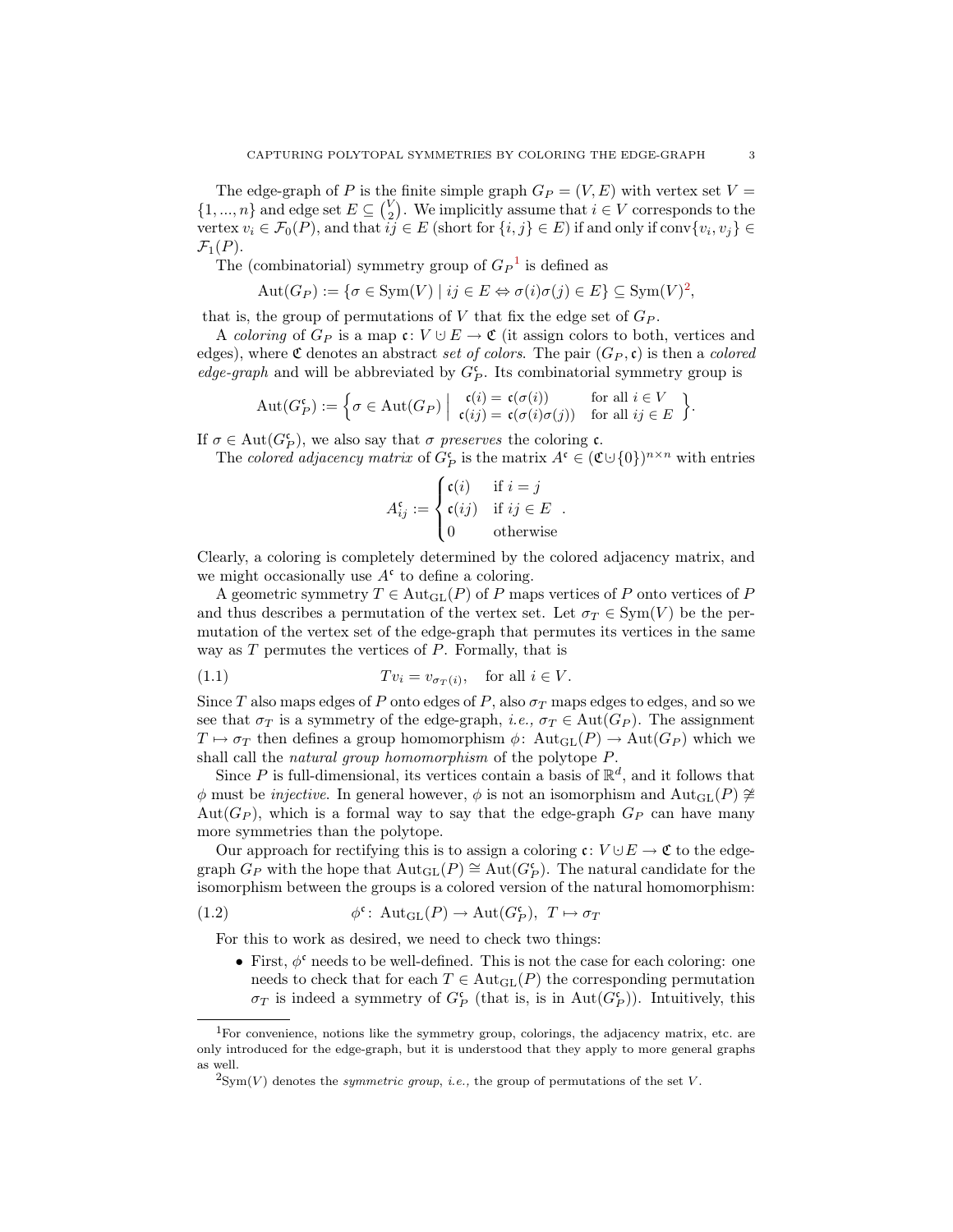The edge-graph of $P$ is the finite simple graph $G_P = (V, E)$ with vertex set $V = \{1, ..., n\}$ and edge set $E \subseteq \binom{V}{2}$. We implicitly assume that $i \in V$ corresponds to the vertex $v_i \in \mathcal{F}_0(P)$, and that $ij \in E$ (short for $\{i, j\} \in E$) if and only if $\operatorname{conv}\{v_i, v_j\} \in \mathcal{F}_1(P)$.

The (combinatorial) symmetry group of $G_P$[1] is defined as

$$\operatorname{Aut}(G_P) := \{\sigma \in \operatorname{Sym}(V) \mid ij \in E \Leftrightarrow \sigma(i)\sigma(j) \in E\} \subseteq \operatorname{Sym}(V)^{2},$$

that is, the group of permutations of $V$ that fix the edge set of $G_P$.

A *coloring* of $G_P$ is a map $\mathfrak{c}\colon V \cup E \to \mathfrak{C}$ (it assign colors to both, vertices and edges), where $\mathfrak{C}$ denotes an abstract *set of colors*. The pair $(G_P, \mathfrak{c})$ is then a *colored edge-graph* and will be abbreviated by $G_P^{\mathfrak{c}}$. Its combinatorial symmetry group is

$$\operatorname{Aut}(G_P^{\mathfrak{c}}) := \Big\{ \sigma \in \operatorname{Aut}(G_P) \;\Big|\; \begin{array}{ll} \mathfrak{c}(i) = \mathfrak{c}(\sigma(i)) & \text{for all } i \in V \\ \mathfrak{c}(ij) = \mathfrak{c}(\sigma(i)\sigma(j)) & \text{for all } ij \in E \end{array} \Big\}.$$

If $\sigma \in \operatorname{Aut}(G_P^{\mathfrak{c}})$, we also say that $\sigma$ *preserves* the coloring $\mathfrak{c}$.

The *colored adjacency matrix* of $G_P^{\mathfrak{c}}$ is the matrix $A^{\mathfrak{c}} \in (\mathfrak{C} \cup \{0\})^{n \times n}$ with entries

$$A_{ij}^{\mathfrak{c}} := \begin{cases} \mathfrak{c}(i) & \text{if } i = j \\ \mathfrak{c}(ij) & \text{if } ij \in E \\ 0 & \text{otherwise} \end{cases}.$$

Clearly, a coloring is completely determined by the colored adjacency matrix, and we might occasionally use $A^{\mathfrak{c}}$ to define a coloring.

A geometric symmetry $T \in \operatorname{Aut}_{\mathrm{GL}}(P)$ of $P$ maps vertices of $P$ onto vertices of $P$ and thus describes a permutation of the vertex set. Let $\sigma_T \in \operatorname{Sym}(V)$ be the permutation of the vertex set of the edge-graph that permutes its vertices in the same way as $T$ permutes the vertices of $P$. Formally, that is

$$(1.1) \qquad\qquad T v_i = v_{\sigma_T(i)}, \quad \text{for all } i \in V.$$

Since $T$ also maps edges of $P$ onto edges of $P$, also $\sigma_T$ maps edges to edges, and so we see that $\sigma_T$ is a symmetry of the edge-graph, *i.e.,* $\sigma_T \in \operatorname{Aut}(G_P)$. The assignment $T \mapsto \sigma_T$ then defines a group homomorphism $\phi\colon \operatorname{Aut}_{\mathrm{GL}}(P) \to \operatorname{Aut}(G_P)$ which we shall call the *natural group homomorphism* of the polytope $P$.

Since $P$ is full-dimensional, its vertices contain a basis of $\mathbb{R}^d$, and it follows that $\phi$ must be *injective*. In general however, $\phi$ is not an isomorphism and $\operatorname{Aut}_{\mathrm{GL}}(P) \not\cong \operatorname{Aut}(G_P)$, which is a formal way to say that the edge-graph $G_P$ can have many more symmetries than the polytope.

Our approach for rectifying this is to assign a coloring $\mathfrak{c}\colon V \cup E \to \mathfrak{C}$ to the edge-graph $G_P$ with the hope that $\operatorname{Aut}_{\mathrm{GL}}(P) \cong \operatorname{Aut}(G_P^{\mathfrak{c}})$. The natural candidate for the isomorphism between the groups is a colored version of the natural homomorphism:

$$(1.2) \qquad\qquad \phi^{\mathfrak{c}}\colon \operatorname{Aut}_{\mathrm{GL}}(P) \to \operatorname{Aut}(G_P^{\mathfrak{c}}),\; T \mapsto \sigma_T$$

For this to work as desired, we need to check two things:

- First, $\phi^{\mathfrak{c}}$ needs to be well-defined. This is not the case for each coloring: one needs to check that for each $T \in \operatorname{Aut}_{\mathrm{GL}}(P)$ the corresponding permutation $\sigma_T$ is indeed a symmetry of $G_P^{\mathfrak{c}}$ (that is, is in $\operatorname{Aut}(G_P^{\mathfrak{c}})$). Intuitively, this

---

[1] For convenience, notions like the symmetry group, colorings, the adjacency matrix, etc. are only introduced for the edge-graph, but it is understood that they apply to more general graphs as well.

[2] $\operatorname{Sym}(V)$ denotes the *symmetric group*, *i.e.,* the group of permutations of the set $V$.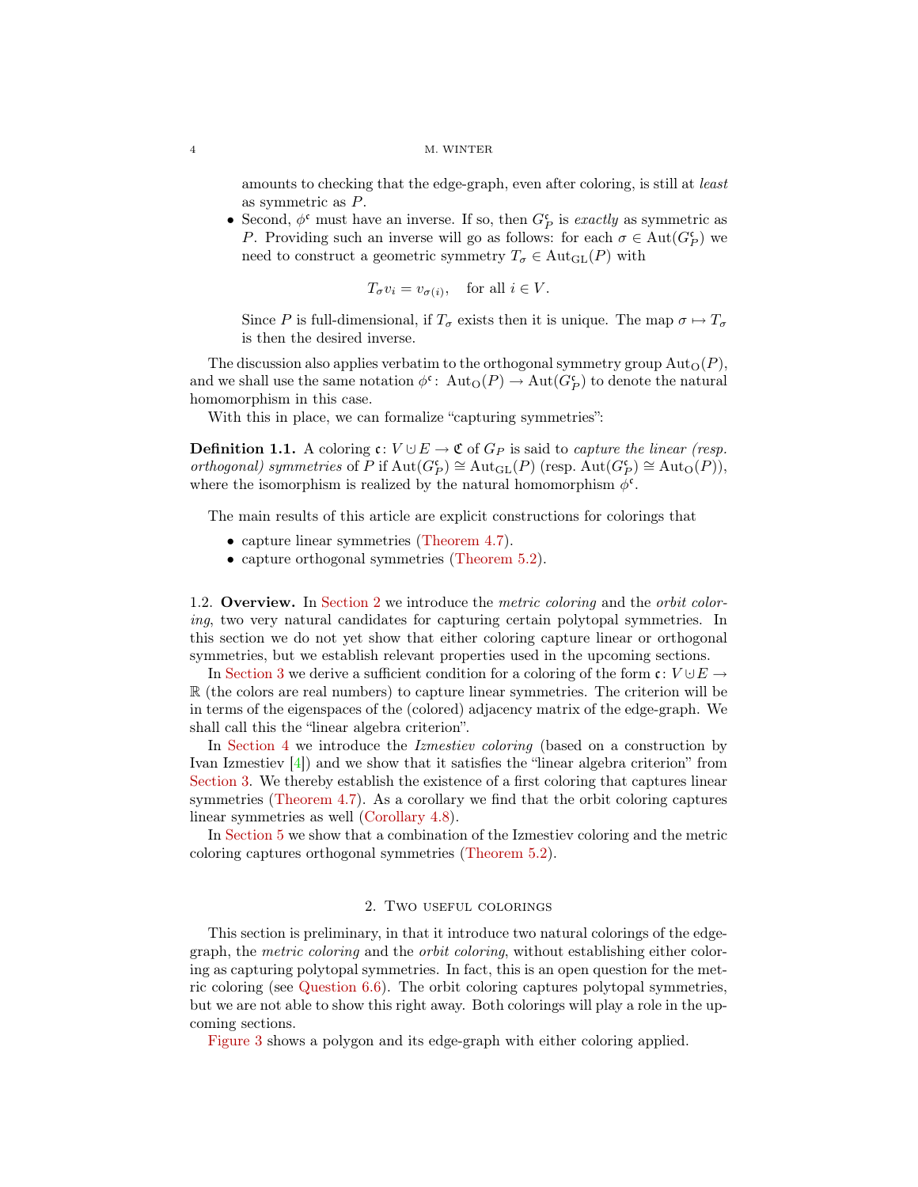amounts to checking that the edge-graph, even after coloring, is still at *least* as symmetric as $P$.

- Second, $\phi^\mathfrak{c}$ must have an inverse. If so, then $G_P^\mathfrak{c}$ is *exactly* as symmetric as $P$. Providing such an inverse will go as follows: for each $\sigma \in \mathrm{Aut}(G_P^\mathfrak{c})$ we need to construct a geometric symmetry $T_\sigma \in \mathrm{Aut}_{\mathrm{GL}}(P)$ with

$$T_\sigma v_i = v_{\sigma(i)}, \quad \text{for all } i \in V.$$

  Since $P$ is full-dimensional, if $T_\sigma$ exists then it is unique. The map $\sigma \mapsto T_\sigma$ is then the desired inverse.

The discussion also applies verbatim to the orthogonal symmetry group $\mathrm{Aut}_{\mathrm{O}}(P)$, and we shall use the same notation $\phi^\mathfrak{c}\colon \mathrm{Aut}_{\mathrm{O}}(P) \to \mathrm{Aut}(G_P^\mathfrak{c})$ to denote the natural homomorphism in this case.

With this in place, we can formalize "capturing symmetries":

**Definition 1.1.** A coloring $\mathfrak{c}\colon V \mathbin{\dot\cup} E \to \mathfrak{C}$ of $G_P$ is said to *capture the linear (resp. orthogonal) symmetries* of $P$ if $\mathrm{Aut}(G_P^\mathfrak{c}) \cong \mathrm{Aut}_{\mathrm{GL}}(P)$ (resp. $\mathrm{Aut}(G_P^\mathfrak{c}) \cong \mathrm{Aut}_{\mathrm{O}}(P)$), where the isomorphism is realized by the natural homomorphism $\phi^\mathfrak{c}$.

The main results of this article are explicit constructions for colorings that

- capture linear symmetries (Theorem 4.7).
- capture orthogonal symmetries (Theorem 5.2).

### 1.2. Overview.

In Section 2 we introduce the *metric coloring* and the *orbit coloring*, two very natural candidates for capturing certain polytopal symmetries. In this section we do not yet show that either coloring capture linear or orthogonal symmetries, but we establish relevant properties used in the upcoming sections.

In Section 3 we derive a sufficient condition for a coloring of the form $\mathfrak{c}\colon V \mathbin{\dot\cup} E \to \mathbb{R}$ (the colors are real numbers) to capture linear symmetries. The criterion will be in terms of the eigenspaces of the (colored) adjacency matrix of the edge-graph. We shall call this the "linear algebra criterion".

In Section 4 we introduce the *Izmestiev coloring* (based on a construction by Ivan Izmestiev [4]) and we show that it satisfies the "linear algebra criterion" from Section 3. We thereby establish the existence of a first coloring that captures linear symmetries (Theorem 4.7). As a corollary we find that the orbit coloring captures linear symmetries as well (Corollary 4.8).

In Section 5 we show that a combination of the Izmestiev coloring and the metric coloring captures orthogonal symmetries (Theorem 5.2).

## 2. Two useful colorings

This section is preliminary, in that it introduce two natural colorings of the edge-graph, the *metric coloring* and the *orbit coloring*, without establishing either coloring as capturing polytopal symmetries. In fact, this is an open question for the metric coloring (see Question 6.6). The orbit coloring captures polytopal symmetries, but we are not able to show this right away. Both colorings will play a role in the upcoming sections.

Figure 3 shows a polygon and its edge-graph with either coloring applied.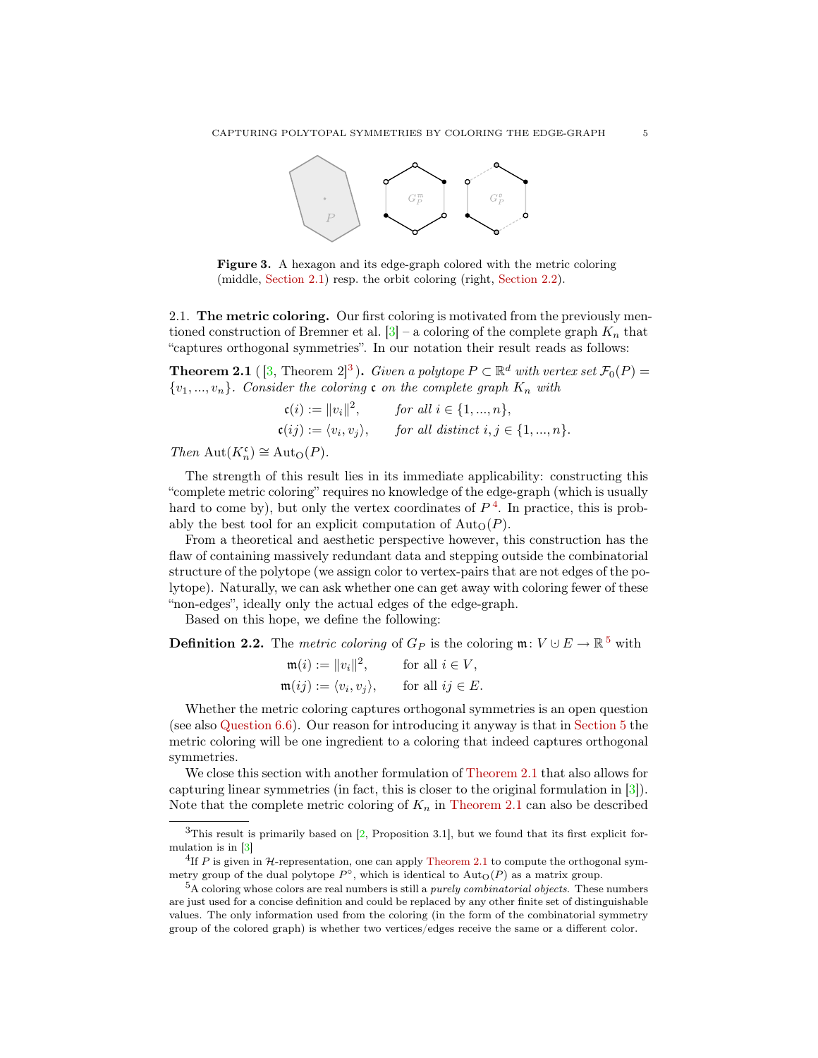**Figure 3.** A hexagon and its edge-graph colored with the metric coloring (middle, Section 2.1) resp. the orbit coloring (right, Section 2.2).

### 2.1. The metric coloring.

Our first coloring is motivated from the previously mentioned construction of Bremner et al. [3] – a coloring of the complete graph $K_n$ that "captures orthogonal symmetries". In our notation their result reads as follows:

**Theorem 2.1** ([3, Theorem 2][3])**.** *Given a polytope $P \subset \mathbb{R}^d$ with vertex set $\mathcal{F}_0(P) = \{v_1, ..., v_n\}$. Consider the coloring $\mathfrak{c}$ on the complete graph $K_n$ with*

$$\mathfrak{c}(i) := \|v_i\|^2, \qquad \text{for all } i \in \{1, ..., n\},$$

$$\mathfrak{c}(ij) := \langle v_i, v_j \rangle, \qquad \text{for all distinct } i, j \in \{1, ..., n\}.$$

*Then $\mathrm{Aut}(K_n^{\mathfrak{c}}) \cong \mathrm{Aut}_{\mathrm{O}}(P)$.*

The strength of this result lies in its immediate applicability: constructing this "complete metric coloring" requires no knowledge of the edge-graph (which is usually hard to come by), but only the vertex coordinates of $P$ [4]. In practice, this is probably the best tool for an explicit computation of $\mathrm{Aut}_{\mathrm{O}}(P)$.

From a theoretical and aesthetic perspective however, this construction has the flaw of containing massively redundant data and stepping outside the combinatorial structure of the polytope (we assign color to vertex-pairs that are not edges of the polytope). Naturally, we can ask whether one can get away with coloring fewer of these "non-edges", ideally only the actual edges of the edge-graph.

Based on this hope, we define the following:

**Definition 2.2.** The *metric coloring* of $G_P$ is the coloring $\mathfrak{m}\colon V \mathbin{\dot\cup} E \to \mathbb{R}$ [5] with

$$\mathfrak{m}(i) := \|v_i\|^2, \qquad \text{for all } i \in V,$$

$$\mathfrak{m}(ij) := \langle v_i, v_j \rangle, \qquad \text{for all } ij \in E.$$

Whether the metric coloring captures orthogonal symmetries is an open question (see also Question 6.6). Our reason for introducing it anyway is that in Section 5 the metric coloring will be one ingredient to a coloring that indeed captures orthogonal symmetries.

We close this section with another formulation of Theorem 2.1 that also allows for capturing linear symmetries (in fact, this is closer to the original formulation in [3]). Note that the complete metric coloring of $K_n$ in Theorem 2.1 can also be described

---

[3] This result is primarily based on [2, Proposition 3.1], but we found that its first explicit formulation is in [3]

[4] If $P$ is given in $\mathcal{H}$-representation, one can apply Theorem 2.1 to compute the orthogonal symmetry group of the dual polytope $P^\circ$, which is identical to $\mathrm{Aut}_{\mathrm{O}}(P)$ as a matrix group.

[5] A coloring whose colors are real numbers is still a *purely combinatorial objects*. These numbers are just used for a concise definition and could be replaced by any other finite set of distinguishable values. The only information used from the coloring (in the form of the combinatorial symmetry group of the colored graph) is whether two vertices/edges receive the same or a different color.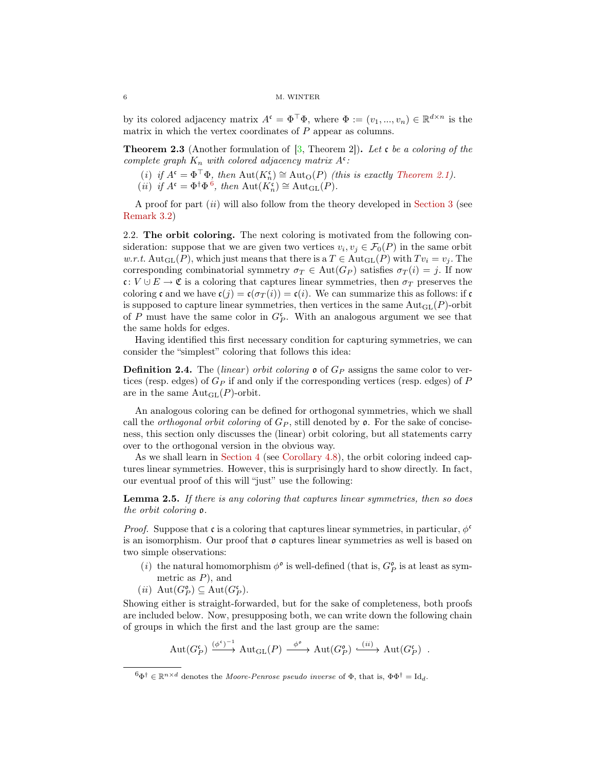by its colored adjacency matrix $A^{\mathfrak{c}} = \Phi^\top \Phi$, where $\Phi := (v_1, ..., v_n) \in \mathbb{R}^{d\times n}$ is the matrix in which the vertex coordinates of $P$ appear as columns.

**Theorem 2.3** (Another formulation of [3, Theorem 2])**.** *Let $\mathfrak{c}$ be a coloring of the complete graph $K_n$ with colored adjacency matrix $A^{\mathfrak{c}}$:*

- $(i)$ *if $A^{\mathfrak{c}} = \Phi^\top \Phi$, then $\mathrm{Aut}(K_n^{\mathfrak{c}}) \cong \mathrm{Aut}_{\mathrm{O}}(P)$ (this is exactly Theorem 2.1).*
- $(ii)$ *if $A^{\mathfrak{c}} = \Phi^\dagger \Phi$ [6], then $\mathrm{Aut}(K_n^{\mathfrak{c}}) \cong \mathrm{Aut}_{\mathrm{GL}}(P)$.*

A proof for part $(ii)$ will also follow from the theory developed in Section 3 (see Remark 3.2)

2.2. **The orbit coloring.** The next coloring is motivated from the following consideration: suppose that we are given two vertices $v_i, v_j \in \mathcal{F}_0(P)$ in the same orbit *w.r.t.* $\mathrm{Aut}_{\mathrm{GL}}(P)$, which just means that there is a $T \in \mathrm{Aut}_{\mathrm{GL}}(P)$ with $Tv_i = v_j$. The corresponding combinatorial symmetry $\sigma_T \in \mathrm{Aut}(G_P)$ satisfies $\sigma_T(i) = j$. If now $\mathfrak{c}\colon V \cup E \to \mathfrak{C}$ is a coloring that captures linear symmetries, then $\sigma_T$ preserves the coloring $\mathfrak{c}$ and we have $\mathfrak{c}(j) = \mathfrak{c}(\sigma_T(i)) = \mathfrak{c}(i)$. We can summarize this as follows: if $\mathfrak{c}$ is supposed to capture linear symmetries, then vertices in the same $\mathrm{Aut}_{\mathrm{GL}}(P)$-orbit of $P$ must have the same color in $G_P^{\mathfrak{c}}$. With an analogous argument we see that the same holds for edges.

Having identified this first necessary condition for capturing symmetries, we can consider the "simplest" coloring that follows this idea:

**Definition 2.4.** The (*linear*) *orbit coloring* $\mathfrak{o}$ of $G_P$ assigns the same color to vertices (resp. edges) of $G_P$ if and only if the corresponding vertices (resp. edges) of $P$ are in the same $\mathrm{Aut}_{\mathrm{GL}}(P)$-orbit.

An analogous coloring can be defined for orthogonal symmetries, which we shall call the *orthogonal orbit coloring* of $G_P$, still denoted by $\mathfrak{o}$. For the sake of conciseness, this section only discusses the (linear) orbit coloring, but all statements carry over to the orthogonal version in the obvious way.

As we shall learn in Section 4 (see Corollary 4.8), the orbit coloring indeed captures linear symmetries. However, this is surprisingly hard to show directly. In fact, our eventual proof of this will "just" use the following:

**Lemma 2.5.** *If there is any coloring that captures linear symmetries, then so does the orbit coloring $\mathfrak{o}$.*

*Proof.* Suppose that $\mathfrak{c}$ is a coloring that captures linear symmetries, in particular, $\phi^{\mathfrak{c}}$ is an isomorphism. Our proof that $\mathfrak{o}$ captures linear symmetries as well is based on two simple observations:

- $(i)$ the natural homomorphism $\phi^{\mathfrak{o}}$ is well-defined (that is, $G_P^{\mathfrak{o}}$ is at least as symmetric as $P$), and
- $(ii)$ $\mathrm{Aut}(G_P^{\mathfrak{o}}) \subseteq \mathrm{Aut}(G_P^{\mathfrak{c}})$.

Showing either is straight-forwarded, but for the sake of completeness, both proofs are included below. Now, presupposing both, we can write down the following chain of groups in which the first and the last group are the same:

$$\mathrm{Aut}(G_P^{\mathfrak{c}}) \xrightarrow{(\phi^{\mathfrak{c}})^{-1}} \mathrm{Aut}_{\mathrm{GL}}(P) \xrightarrow{\phi^{\mathfrak{o}}} \mathrm{Aut}(G_P^{\mathfrak{o}}) \xhookrightarrow{(ii)} \mathrm{Aut}(G_P^{\mathfrak{c}}) \ .$$

[6] $\Phi^\dagger \in \mathbb{R}^{n\times d}$ denotes the *Moore-Penrose pseudo inverse* of $\Phi$, that is, $\Phi\Phi^\dagger = \mathrm{Id}_d$.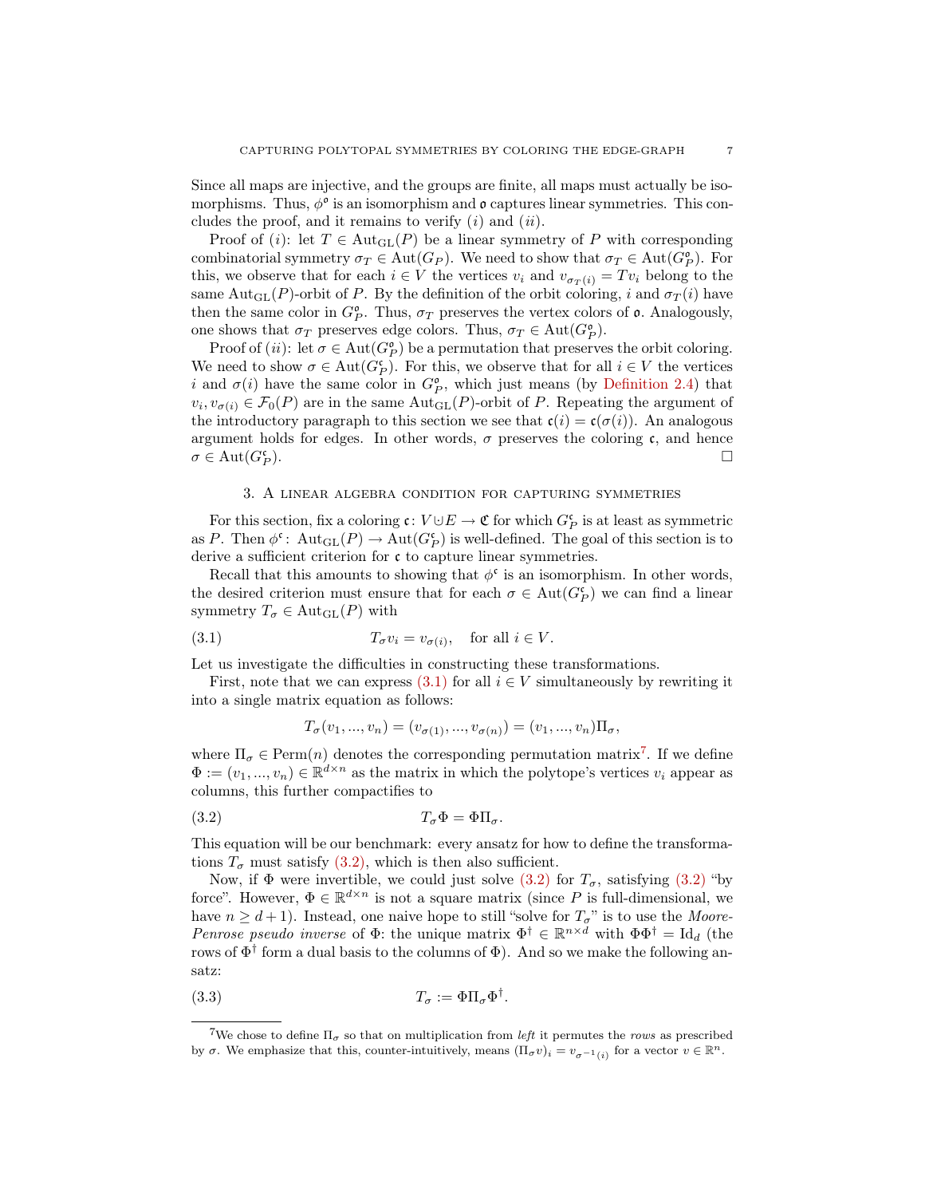Since all maps are injective, and the groups are finite, all maps must actually be isomorphisms. Thus, $\phi^{\mathfrak{o}}$ is an isomorphism and $\mathfrak{o}$ captures linear symmetries. This concludes the proof, and it remains to verify $(i)$ and $(ii)$.

Proof of $(i)$: let $T \in \mathrm{Aut}_{\mathrm{GL}}(P)$ be a linear symmetry of $P$ with corresponding combinatorial symmetry $\sigma_T \in \mathrm{Aut}(G_P)$. We need to show that $\sigma_T \in \mathrm{Aut}(G_P^{\mathfrak{o}})$. For this, we observe that for each $i \in V$ the vertices $v_i$ and $v_{\sigma_T(i)} = Tv_i$ belong to the same $\mathrm{Aut}_{\mathrm{GL}}(P)$-orbit of $P$. By the definition of the orbit coloring, $i$ and $\sigma_T(i)$ have then the same color in $G_P^{\mathfrak{o}}$. Thus, $\sigma_T$ preserves the vertex colors of $\mathfrak{o}$. Analogously, one shows that $\sigma_T$ preserves edge colors. Thus, $\sigma_T \in \mathrm{Aut}(G_P^{\mathfrak{o}})$.

Proof of $(ii)$: let $\sigma \in \mathrm{Aut}(G_P^{\mathfrak{o}})$ be a permutation that preserves the orbit coloring. We need to show $\sigma \in \mathrm{Aut}(G_P^{\mathfrak{c}})$. For this, we observe that for all $i \in V$ the vertices $i$ and $\sigma(i)$ have the same color in $G_P^{\mathfrak{o}}$, which just means (by Definition 2.4) that $v_i, v_{\sigma(i)} \in \mathcal{F}_0(P)$ are in the same $\mathrm{Aut}_{\mathrm{GL}}(P)$-orbit of $P$. Repeating the argument of the introductory paragraph to this section we see that $\mathfrak{c}(i) = \mathfrak{c}(\sigma(i))$. An analogous argument holds for edges. In other words, $\sigma$ preserves the coloring $\mathfrak{c}$, and hence $\sigma \in \mathrm{Aut}(G_P^{\mathfrak{c}})$. $\square$

## 3. A linear algebra condition for capturing symmetries

For this section, fix a coloring $\mathfrak{c}\colon V \mathbin{\dot\cup} E \to \mathfrak{C}$ for which $G_P^{\mathfrak{c}}$ is at least as symmetric as $P$. Then $\phi^{\mathfrak{c}}\colon \mathrm{Aut}_{\mathrm{GL}}(P) \to \mathrm{Aut}(G_P^{\mathfrak{c}})$ is well-defined. The goal of this section is to derive a sufficient criterion for $\mathfrak{c}$ to capture linear symmetries.

Recall that this amounts to showing that $\phi^{\mathfrak{c}}$ is an isomorphism. In other words, the desired criterion must ensure that for each $\sigma \in \mathrm{Aut}(G_P^{\mathfrak{c}})$ we can find a linear symmetry $T_\sigma \in \mathrm{Aut}_{\mathrm{GL}}(P)$ with

$$T_\sigma v_i = v_{\sigma(i)}, \quad \text{for all } i \in V. \tag{3.1}$$

Let us investigate the difficulties in constructing these transformations.

First, note that we can express (3.1) for all $i \in V$ simultaneously by rewriting it into a single matrix equation as follows:

$$T_\sigma(v_1, ..., v_n) = (v_{\sigma(1)}, ..., v_{\sigma(n)}) = (v_1, ..., v_n)\Pi_\sigma,$$

where $\Pi_\sigma \in \mathrm{Perm}(n)$ denotes the corresponding permutation matrix[7]. If we define $\Phi := (v_1, ..., v_n) \in \mathbb{R}^{d\times n}$ as the matrix in which the polytope's vertices $v_i$ appear as columns, this further compactifies to

$$T_\sigma \Phi = \Phi \Pi_\sigma. \tag{3.2}$$

This equation will be our benchmark: every ansatz for how to define the transformations $T_\sigma$ must satisfy (3.2), which is then also sufficient.

Now, if $\Phi$ were invertible, we could just solve (3.2) for $T_\sigma$, satisfying (3.2) "by force". However, $\Phi \in \mathbb{R}^{d\times n}$ is not a square matrix (since $P$ is full-dimensional, we have $n \geq d+1$). Instead, one naive hope to still "solve for $T_\sigma$" is to use the *Moore-Penrose pseudo inverse* of $\Phi$: the unique matrix $\Phi^\dagger \in \mathbb{R}^{n\times d}$ with $\Phi\Phi^\dagger = \mathrm{Id}_d$ (the rows of $\Phi^\dagger$ form a dual basis to the columns of $\Phi$). And so we make the following ansatz:

$$T_\sigma := \Phi \Pi_\sigma \Phi^\dagger. \tag{3.3}$$

---

[7]We chose to define $\Pi_\sigma$ so that on multiplication from *left* it permutes the *rows* as prescribed by $\sigma$. We emphasize that this, counter-intuitively, means $(\Pi_\sigma v)_i = v_{\sigma^{-1}(i)}$ for a vector $v \in \mathbb{R}^n$.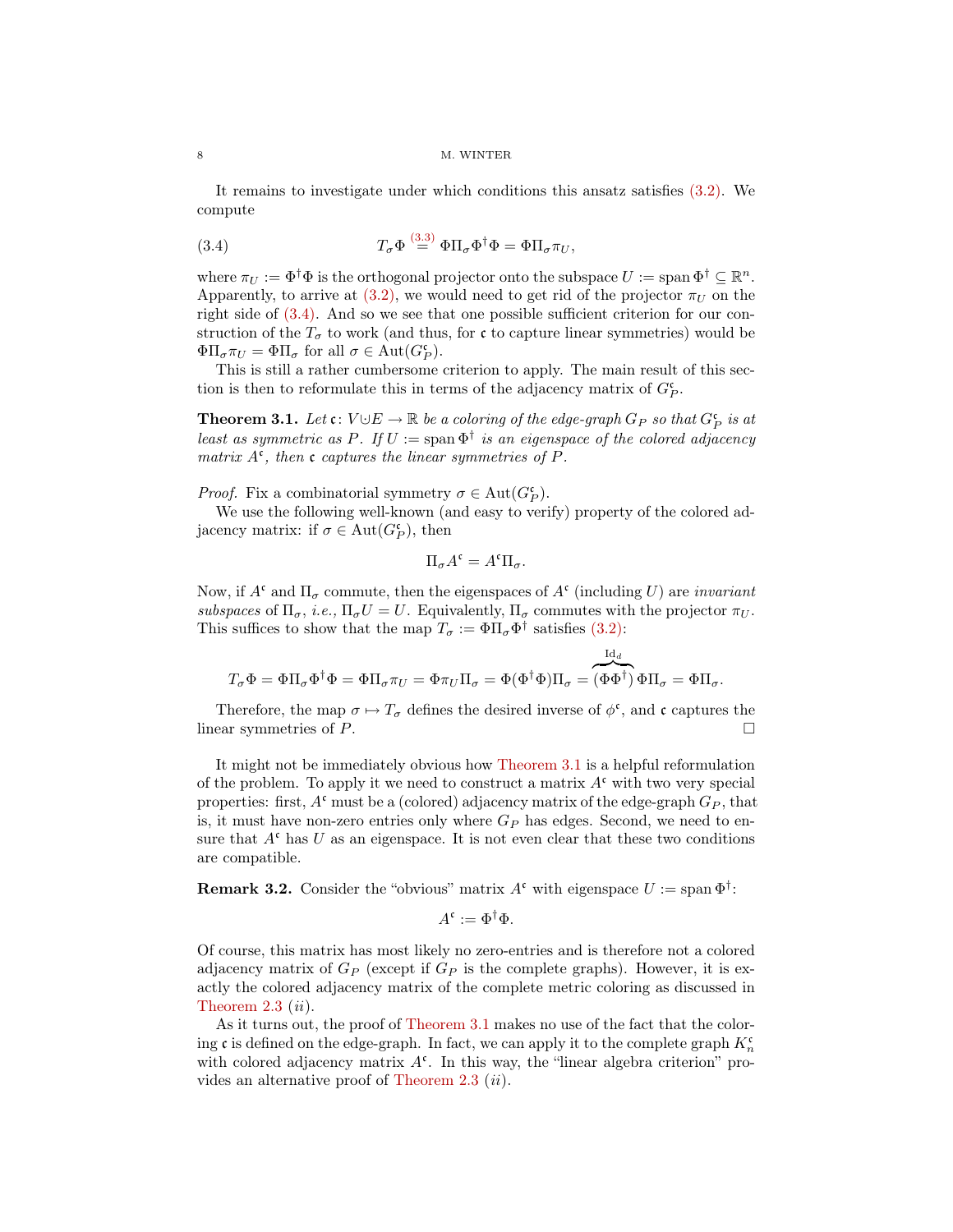It remains to investigate under which conditions this ansatz satisfies (3.2). We compute

$$T_\sigma \Phi \overset{(3.3)}{=} \Phi \Pi_\sigma \Phi^\dagger \Phi = \Phi \Pi_\sigma \pi_U, \tag{3.4}$$

where $\pi_U := \Phi^\dagger \Phi$ is the orthogonal projector onto the subspace $U := \operatorname{span} \Phi^\dagger \subseteq \mathbb{R}^n$. Apparently, to arrive at (3.2), we would need to get rid of the projector $\pi_U$ on the right side of (3.4). And so we see that one possible sufficient criterion for our construction of the $T_\sigma$ to work (and thus, for $\mathfrak{c}$ to capture linear symmetries) would be $\Phi \Pi_\sigma \pi_U = \Phi \Pi_\sigma$ for all $\sigma \in \operatorname{Aut}(G_P^{\mathfrak{c}})$.

This is still a rather cumbersome criterion to apply. The main result of this section is then to reformulate this in terms of the adjacency matrix of $G_P^{\mathfrak{c}}$.

**Theorem 3.1.** *Let $\mathfrak{c}\colon V \dot\cup E \to \mathbb{R}$ be a coloring of the edge-graph $G_P$ so that $G_P^{\mathfrak{c}}$ is at least as symmetric as $P$. If $U := \operatorname{span} \Phi^\dagger$ is an eigenspace of the colored adjacency matrix $A^{\mathfrak{c}}$, then $\mathfrak{c}$ captures the linear symmetries of $P$.*

*Proof.* Fix a combinatorial symmetry $\sigma \in \operatorname{Aut}(G_P^{\mathfrak{c}})$.

We use the following well-known (and easy to verify) property of the colored adjacency matrix: if $\sigma \in \operatorname{Aut}(G_P^{\mathfrak{c}})$, then

$$\Pi_\sigma A^{\mathfrak{c}} = A^{\mathfrak{c}} \Pi_\sigma.$$

Now, if $A^{\mathfrak{c}}$ and $\Pi_\sigma$ commute, then the eigenspaces of $A^{\mathfrak{c}}$ (including $U$) are *invariant subspaces* of $\Pi_\sigma$, *i.e.*, $\Pi_\sigma U = U$. Equivalently, $\Pi_\sigma$ commutes with the projector $\pi_U$. This suffices to show that the map $T_\sigma := \Phi \Pi_\sigma \Phi^\dagger$ satisfies (3.2):

$$T_\sigma \Phi = \Phi \Pi_\sigma \Phi^\dagger \Phi = \Phi \Pi_\sigma \pi_U = \Phi \pi_U \Pi_\sigma = \Phi(\Phi^\dagger \Phi)\Pi_\sigma = \overbrace{(\Phi\Phi^\dagger)}^{\operatorname{Id}_d} \Phi \Pi_\sigma = \Phi \Pi_\sigma.$$

Therefore, the map $\sigma \mapsto T_\sigma$ defines the desired inverse of $\phi^{\mathfrak{c}}$, and $\mathfrak{c}$ captures the linear symmetries of $P$. □

It might not be immediately obvious how Theorem 3.1 is a helpful reformulation of the problem. To apply it we need to construct a matrix $A^{\mathfrak{c}}$ with two very special properties: first, $A^{\mathfrak{c}}$ must be a (colored) adjacency matrix of the edge-graph $G_P$, that is, it must have non-zero entries only where $G_P$ has edges. Second, we need to ensure that $A^{\mathfrak{c}}$ has $U$ as an eigenspace. It is not even clear that these two conditions are compatible.

**Remark 3.2.** Consider the "obvious" matrix $A^{\mathfrak{c}}$ with eigenspace $U := \operatorname{span} \Phi^\dagger$:

$$A^{\mathfrak{c}} := \Phi^\dagger \Phi.$$

Of course, this matrix has most likely no zero-entries and is therefore not a colored adjacency matrix of $G_P$ (except if $G_P$ is the complete graphs). However, it is exactly the colored adjacency matrix of the complete metric coloring as discussed in Theorem 2.3 (*ii*).

As it turns out, the proof of Theorem 3.1 makes no use of the fact that the coloring $\mathfrak{c}$ is defined on the edge-graph. In fact, we can apply it to the complete graph $K_n^{\mathfrak{c}}$ with colored adjacency matrix $A^{\mathfrak{c}}$. In this way, the "linear algebra criterion" provides an alternative proof of Theorem 2.3 (*ii*).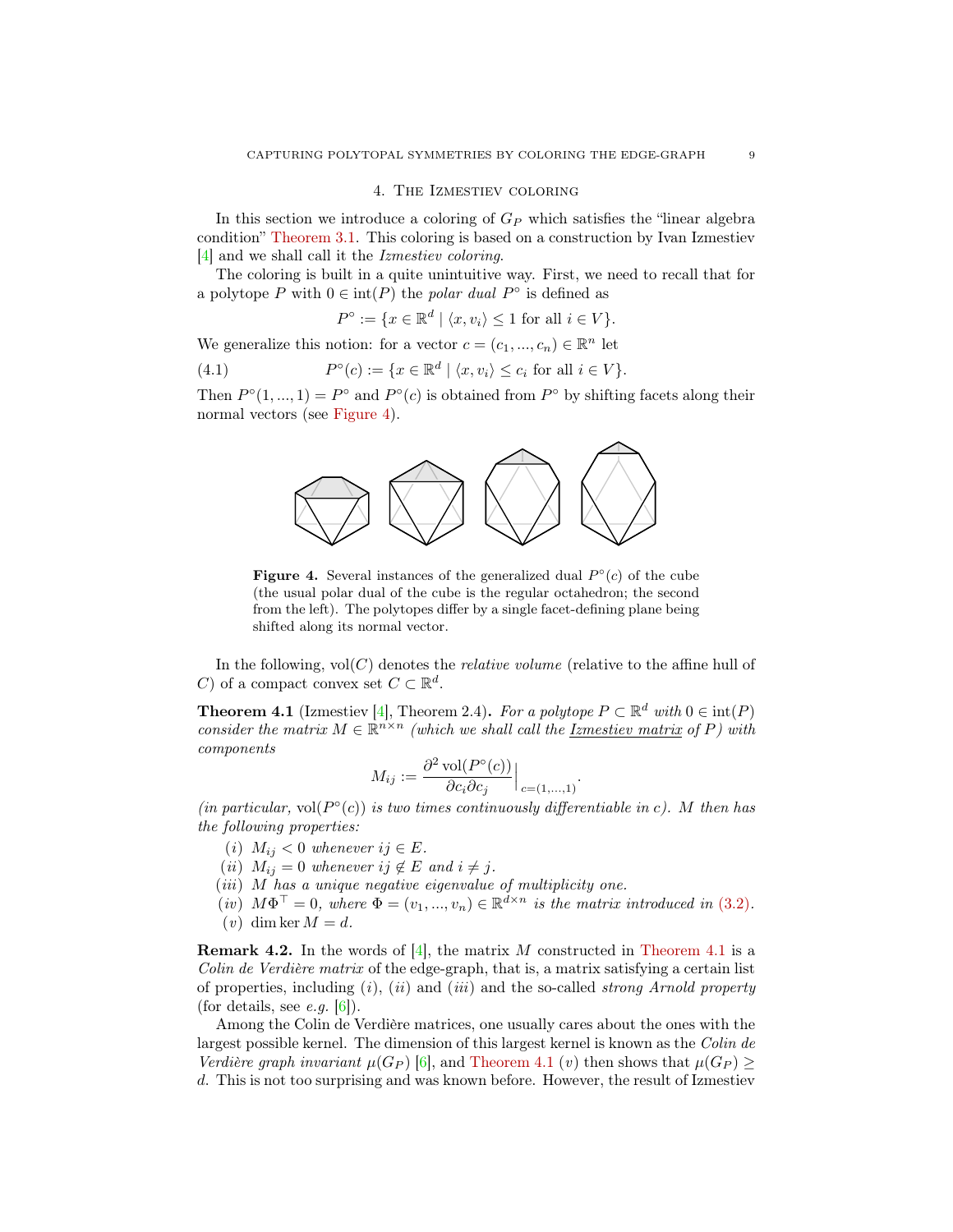## 4. The Izmestiev coloring

In this section we introduce a coloring of $G_P$ which satisfies the "linear algebra condition" Theorem 3.1. This coloring is based on a construction by Ivan Izmestiev [4] and we shall call it the *Izmestiev coloring*.

The coloring is built in a quite unintuitive way. First, we need to recall that for a polytope $P$ with $0 \in \operatorname{int}(P)$ the *polar dual* $P^\circ$ is defined as

$$P^\circ := \{x \in \mathbb{R}^d \mid \langle x, v_i \rangle \le 1 \text{ for all } i \in V\}.$$

We generalize this notion: for a vector $c = (c_1, ..., c_n) \in \mathbb{R}^n$ let

$$P^\circ(c) := \{x \in \mathbb{R}^d \mid \langle x, v_i \rangle \le c_i \text{ for all } i \in V\}. \tag{4.1}$$

Then $P^\circ(1, ..., 1) = P^\circ$ and $P^\circ(c)$ is obtained from $P^\circ$ by shifting facets along their normal vectors (see Figure 4).

**Figure 4.** Several instances of the generalized dual $P^\circ(c)$ of the cube (the usual polar dual of the cube is the regular octahedron; the second from the left). The polytopes differ by a single facet-defining plane being shifted along its normal vector.

In the following, $\operatorname{vol}(C)$ denotes the *relative volume* (relative to the affine hull of $C$) of a compact convex set $C \subset \mathbb{R}^d$.

**Theorem 4.1** (Izmestiev [4], Theorem 2.4)**.** *For a polytope $P \subset \mathbb{R}^d$ with $0 \in \operatorname{int}(P)$ consider the matrix $M \in \mathbb{R}^{n \times n}$ (which we shall call the* <u>Izmestiev matrix</u> *of $P$) with components*

$$M_{ij} := \frac{\partial^2 \operatorname{vol}(P^\circ(c))}{\partial c_i \partial c_j}\Big|_{c=(1,...,1)}.$$

*(in particular, $\operatorname{vol}(P^\circ(c))$ is two times continuously differentiable in $c$). $M$ then has the following properties:*

- (i) *$M_{ij} < 0$ whenever $ij \in E$.*
- (ii) *$M_{ij} = 0$ whenever $ij \notin E$ and $i \neq j$.*
- (iii) *$M$ has a unique negative eigenvalue of multiplicity one.*
- (iv) *$M\Phi^\top = 0$, where $\Phi = (v_1, ..., v_n) \in \mathbb{R}^{d \times n}$ is the matrix introduced in (3.2).*
- (v) *$\dim \ker M = d$.*

**Remark 4.2.** In the words of [4], the matrix $M$ constructed in Theorem 4.1 is a *Colin de Verdière matrix* of the edge-graph, that is, a matrix satisfying a certain list of properties, including (i), (ii) and (iii) and the so-called *strong Arnold property* (for details, see *e.g.* [6]).

Among the Colin de Verdière matrices, one usually cares about the ones with the largest possible kernel. The dimension of this largest kernel is known as the *Colin de Verdière graph invariant* $\mu(G_P)$ [6], and Theorem 4.1 (v) then shows that $\mu(G_P) \ge d$. This is not too surprising and was known before. However, the result of Izmestiev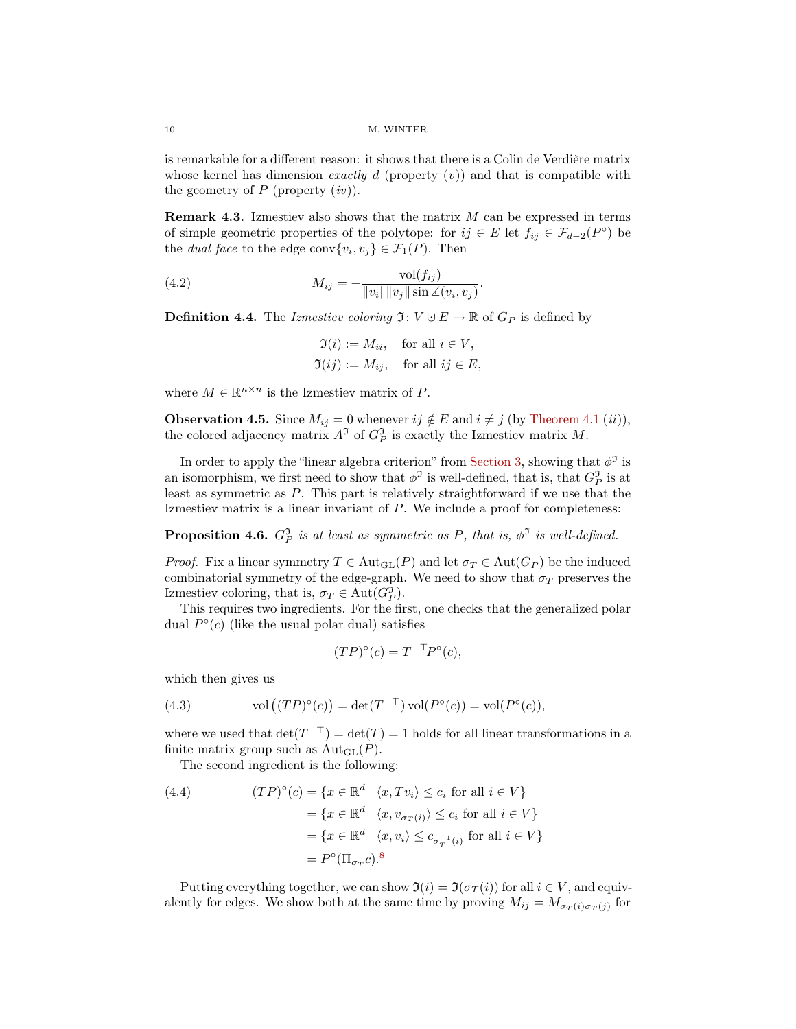is remarkable for a different reason: it shows that there is a Colin de Verdière matrix whose kernel has dimension *exactly* $d$ (property $(v)$) and that is compatible with the geometry of $P$ (property $(iv)$).

**Remark 4.3.** Izmestiev also shows that the matrix $M$ can be expressed in terms of simple geometric properties of the polytope: for $ij \in E$ let $f_{ij} \in \mathcal{F}_{d-2}(P^\circ)$ be the *dual face* to the edge $\operatorname{conv}\{v_i, v_j\} \in \mathcal{F}_1(P)$. Then

$$M_{ij} = -\frac{\operatorname{vol}(f_{ij})}{\|v_i\|\|v_j\| \sin \measuredangle(v_i, v_j)}. \tag{4.2}$$

**Definition 4.4.** The *Izmestiev coloring* $\mathfrak{I}\colon V \cup E \to \mathbb{R}$ of $G_P$ is defined by

$$\begin{aligned} \mathfrak{I}(i) &:= M_{ii}, \quad \text{for all } i \in V, \\ \mathfrak{I}(ij) &:= M_{ij}, \quad \text{for all } ij \in E, \end{aligned}$$

where $M \in \mathbb{R}^{n \times n}$ is the Izmestiev matrix of $P$.

**Observation 4.5.** Since $M_{ij} = 0$ whenever $ij \notin E$ and $i \neq j$ (by Theorem 4.1 $(ii)$), the colored adjacency matrix $A^{\mathfrak{I}}$ of $G_P^{\mathfrak{I}}$ is exactly the Izmestiev matrix $M$.

In order to apply the "linear algebra criterion" from Section 3, showing that $\phi^{\mathfrak{I}}$ is an isomorphism, we first need to show that $\phi^{\mathfrak{I}}$ is well-defined, that is, that $G_P^{\mathfrak{I}}$ is at least as symmetric as $P$. This part is relatively straightforward if we use that the Izmestiev matrix is a linear invariant of $P$. We include a proof for completeness:

**Proposition 4.6.** *$G_P^{\mathfrak{I}}$ is at least as symmetric as $P$, that is, $\phi^{\mathfrak{I}}$ is well-defined.*

*Proof.* Fix a linear symmetry $T \in \operatorname{Aut}_{\mathrm{GL}}(P)$ and let $\sigma_T \in \operatorname{Aut}(G_P)$ be the induced combinatorial symmetry of the edge-graph. We need to show that $\sigma_T$ preserves the Izmestiev coloring, that is, $\sigma_T \in \operatorname{Aut}(G_P^{\mathfrak{I}})$.

This requires two ingredients. For the first, one checks that the generalized polar dual $P^\circ(c)$ (like the usual polar dual) satisfies

$$(TP)^\circ(c) = T^{-\top} P^\circ(c),$$

which then gives us

$$\operatorname{vol}\big((TP)^\circ(c)\big) = \det(T^{-\top}) \operatorname{vol}(P^\circ(c)) = \operatorname{vol}(P^\circ(c)), \tag{4.3}$$

where we used that $\det(T^{-\top}) = \det(T) = 1$ holds for all linear transformations in a finite matrix group such as $\operatorname{Aut}_{\mathrm{GL}}(P)$.

The second ingredient is the following:

$$\begin{aligned} (TP)^\circ(c) &= \{x \in \mathbb{R}^d \mid \langle x, Tv_i \rangle \leq c_i \text{ for all } i \in V\} \\ &= \{x \in \mathbb{R}^d \mid \langle x, v_{\sigma_T(i)} \rangle \leq c_i \text{ for all } i \in V\} \\ &= \{x \in \mathbb{R}^d \mid \langle x, v_i \rangle \leq c_{\sigma_T^{-1}(i)} \text{ for all } i \in V\} \\ &= P^\circ(\Pi_{\sigma_T} c).[8] \end{aligned} \tag{4.4}$$

Putting everything together, we can show $\mathfrak{I}(i) = \mathfrak{I}(\sigma_T(i))$ for all $i \in V$, and equivalently for edges. We show both at the same time by proving $M_{ij} = M_{\sigma_T(i)\sigma_T(j)}$ for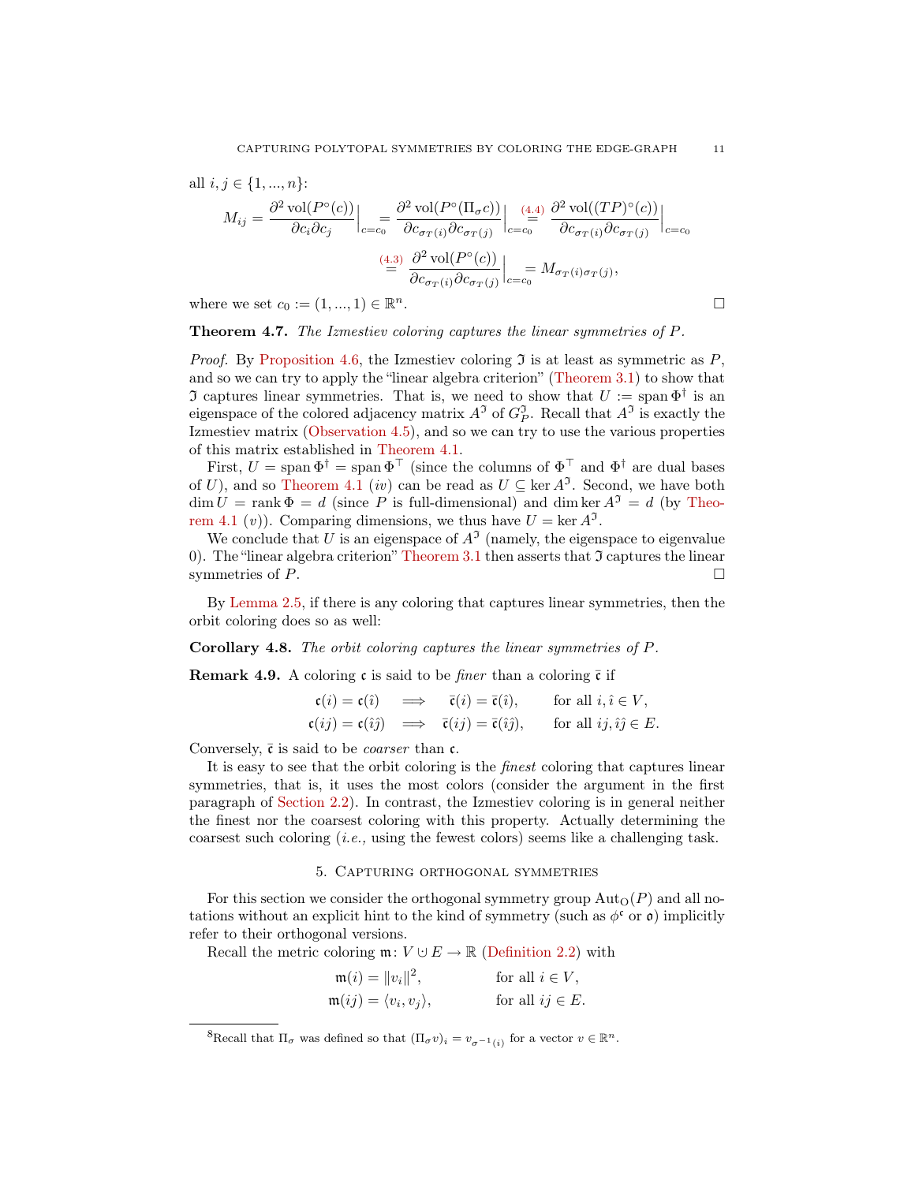all $i, j \in \{1, ..., n\}$:

$$M_{ij} = \frac{\partial^2 \operatorname{vol}(P^\circ(c))}{\partial c_i \partial c_j}\Big|_{c=c_0} = \frac{\partial^2 \operatorname{vol}(P^\circ(\Pi_\sigma c))}{\partial c_{\sigma_T(i)} \partial c_{\sigma_T(j)}}\Big|_{c=c_0} \overset{(4.4)}{=} \frac{\partial^2 \operatorname{vol}((TP)^\circ(c))}{\partial c_{\sigma_T(i)} \partial c_{\sigma_T(j)}}\Big|_{c=c_0}$$

$$\overset{(4.3)}{=} \frac{\partial^2 \operatorname{vol}(P^\circ(c))}{\partial c_{\sigma_T(i)} \partial c_{\sigma_T(j)}}\Big|_{c=c_0} = M_{\sigma_T(i)\sigma_T(j)},$$

where we set $c_0 := (1, ..., 1) \in \mathbb{R}^n$. □

**Theorem 4.7.** *The Izmestiev coloring captures the linear symmetries of $P$.*

*Proof.* By Proposition 4.6, the Izmestiev coloring $\mathfrak{I}$ is at least as symmetric as $P$, and so we can try to apply the "linear algebra criterion" (Theorem 3.1) to show that $\mathfrak{I}$ captures linear symmetries. That is, we need to show that $U := \operatorname{span} \Phi^\dagger$ is an eigenspace of the colored adjacency matrix $A^{\mathfrak{I}}$ of $G_P^{\mathfrak{I}}$. Recall that $A^{\mathfrak{I}}$ is exactly the Izmestiev matrix (Observation 4.5), and so we can try to use the various properties of this matrix established in Theorem 4.1.

First, $U = \operatorname{span} \Phi^\dagger = \operatorname{span} \Phi^\top$ (since the columns of $\Phi^\top$ and $\Phi^\dagger$ are dual bases of $U$), and so Theorem 4.1 (*iv*) can be read as $U \subseteq \ker A^{\mathfrak{I}}$. Second, we have both $\dim U = \operatorname{rank} \Phi = d$ (since $P$ is full-dimensional) and $\dim \ker A^{\mathfrak{I}} = d$ (by Theorem 4.1 (*v*)). Comparing dimensions, we thus have $U = \ker A^{\mathfrak{I}}$.

We conclude that $U$ is an eigenspace of $A^{\mathfrak{I}}$ (namely, the eigenspace to eigenvalue 0). The "linear algebra criterion" Theorem 3.1 then asserts that $\mathfrak{I}$ captures the linear symmetries of $P$. □

By Lemma 2.5, if there is any coloring that captures linear symmetries, then the orbit coloring does so as well:

**Corollary 4.8.** *The orbit coloring captures the linear symmetries of $P$.*

**Remark 4.9.** A coloring $\mathfrak{c}$ is said to be *finer* than a coloring $\bar{\mathfrak{c}}$ if

$$\begin{aligned} \mathfrak{c}(i) = \mathfrak{c}(\hat\imath) \quad &\Longrightarrow \quad \bar{\mathfrak{c}}(i) = \bar{\mathfrak{c}}(\hat\imath), \qquad \text{for all } i, \hat\imath \in V, \\ \mathfrak{c}(ij) = \mathfrak{c}(\hat\imath\hat\jmath) \quad &\Longrightarrow \quad \bar{\mathfrak{c}}(ij) = \bar{\mathfrak{c}}(\hat\imath\hat\jmath), \qquad \text{for all } ij, \hat\imath\hat\jmath \in E. \end{aligned}$$

Conversely, $\bar{\mathfrak{c}}$ is said to be *coarser* than $\mathfrak{c}$.

It is easy to see that the orbit coloring is the *finest* coloring that captures linear symmetries, that is, it uses the most colors (consider the argument in the first paragraph of Section 2.2). In contrast, the Izmestiev coloring is in general neither the finest nor the coarsest coloring with this property. Actually determining the coarsest such coloring (*i.e.,* using the fewest colors) seems like a challenging task.

## 5. Capturing orthogonal symmetries

For this section we consider the orthogonal symmetry group $\operatorname{Aut}_{\mathrm{O}}(P)$ and all notations without an explicit hint to the kind of symmetry (such as $\phi^{\mathfrak{c}}$ or $\mathfrak{o}$) implicitly refer to their orthogonal versions.

Recall the metric coloring $\mathfrak{m}\colon V \mathbin{\dot\cup} E \to \mathbb{R}$ (Definition 2.2) with

$$\begin{aligned} \mathfrak{m}(i) &= \|v_i\|^2, \qquad && \text{for all } i \in V, \\ \mathfrak{m}(ij) &= \langle v_i, v_j \rangle, \qquad && \text{for all } ij \in E. \end{aligned}$$

[8]Recall that $\Pi_\sigma$ was defined so that $(\Pi_\sigma v)_i = v_{\sigma^{-1}(i)}$ for a vector $v \in \mathbb{R}^n$.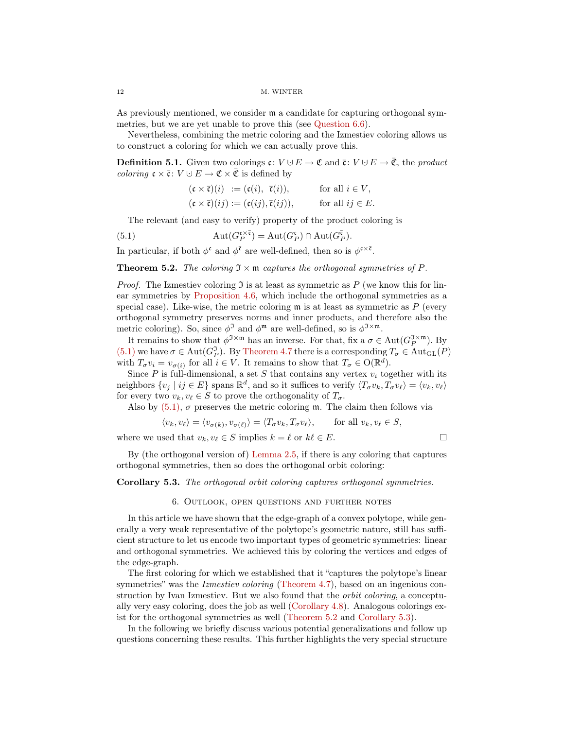As previously mentioned, we consider $\mathfrak{m}$ a candidate for capturing orthogonal symmetries, but we are yet unable to prove this (see Question 6.6).

Nevertheless, combining the metric coloring and the Izmestiev coloring allows us to construct a coloring for which we can actually prove this.

**Definition 5.1.** Given two colorings $\mathfrak{c}\colon V \cup E \to \mathfrak{C}$ and $\bar{\mathfrak{c}}\colon V \cup E \to \bar{\mathfrak{C}}$, the *product coloring* $\mathfrak{c} \times \bar{\mathfrak{c}}\colon V \cup E \to \mathfrak{C} \times \bar{\mathfrak{C}}$ is defined by

$$
\begin{aligned}
(\mathfrak{c} \times \bar{\mathfrak{c}})(i) &:= (\mathfrak{c}(i),\ \bar{\mathfrak{c}}(i)), && \text{for all } i \in V, \\
(\mathfrak{c} \times \bar{\mathfrak{c}})(ij) &:= (\mathfrak{c}(ij), \bar{\mathfrak{c}}(ij)), && \text{for all } ij \in E.
\end{aligned}
$$

The relevant (and easy to verify) property of the product coloring is

$$
\operatorname{Aut}(G_P^{\mathfrak{c}\times\bar{\mathfrak{c}}}) = \operatorname{Aut}(G_P^{\mathfrak{c}}) \cap \operatorname{Aut}(G_P^{\bar{\mathfrak{c}}}). \tag{5.1}
$$

In particular, if both $\phi^{\mathfrak{c}}$ and $\phi^{\bar{\mathfrak{c}}}$ are well-defined, then so is $\phi^{\mathfrak{c}\times\bar{\mathfrak{c}}}$.

**Theorem 5.2.** *The coloring $\mathfrak{I} \times \mathfrak{m}$ captures the orthogonal symmetries of $P$.*

*Proof.* The Izmestiev coloring $\mathfrak{I}$ is at least as symmetric as $P$ (we know this for linear symmetries by Proposition 4.6, which include the orthogonal symmetries as a special case). Like-wise, the metric coloring $\mathfrak{m}$ is at least as symmetric as $P$ (every orthogonal symmetry preserves norms and inner products, and therefore also the metric coloring). So, since $\phi^{\mathfrak{I}}$ and $\phi^{\mathfrak{m}}$ are well-defined, so is $\phi^{\mathfrak{I}\times\mathfrak{m}}$.

It remains to show that $\phi^{\mathfrak{I}\times\mathfrak{m}}$ has an inverse. For that, fix a $\sigma \in \operatorname{Aut}(G_P^{\mathfrak{I}\times\mathfrak{m}})$. By (5.1) we have $\sigma \in \operatorname{Aut}(G_P^{\mathfrak{I}})$. By Theorem 4.7 there is a corresponding $T_\sigma \in \operatorname{Aut}_{\mathrm{GL}}(P)$ with $T_\sigma v_i = v_{\sigma(i)}$ for all $i \in V$. It remains to show that $T_\sigma \in \mathrm{O}(\mathbb{R}^d)$.

Since $P$ is full-dimensional, a set $S$ that contains any vertex $v_i$ together with its neighbors $\{v_j \mid ij \in E\}$ spans $\mathbb{R}^d$, and so it suffices to verify $\langle T_\sigma v_k, T_\sigma v_\ell\rangle = \langle v_k, v_\ell\rangle$ for every two $v_k, v_\ell \in S$ to prove the orthogonality of $T_\sigma$.

Also by (5.1), $\sigma$ preserves the metric coloring $\mathfrak{m}$. The claim then follows via

$$
\langle v_k, v_\ell\rangle = \langle v_{\sigma(k)}, v_{\sigma(\ell)}\rangle = \langle T_\sigma v_k, T_\sigma v_\ell\rangle, \qquad \text{for all } v_k, v_\ell \in S,
$$

where we used that $v_k, v_\ell \in S$ implies $k = \ell$ or $k\ell \in E$. $\square$

By (the orthogonal version of) Lemma 2.5, if there is any coloring that captures orthogonal symmetries, then so does the orthogonal orbit coloring:

**Corollary 5.3.** *The orthogonal orbit coloring captures orthogonal symmetries.*

## 6. Outlook, open questions and further notes

In this article we have shown that the edge-graph of a convex polytope, while generally a very weak representative of the polytope's geometric nature, still has sufficient structure to let us encode two important types of geometric symmetries: linear and orthogonal symmetries. We achieved this by coloring the vertices and edges of the edge-graph.

The first coloring for which we established that it "captures the polytope's linear symmetries" was the *Izmestiev coloring* (Theorem 4.7), based on an ingenious construction by Ivan Izmestiev. But we also found that the *orbit coloring*, a conceptually very easy coloring, does the job as well (Corollary 4.8). Analogous colorings exist for the orthogonal symmetries as well (Theorem 5.2 and Corollary 5.3).

In the following we briefly discuss various potential generalizations and follow up questions concerning these results. This further highlights the very special structure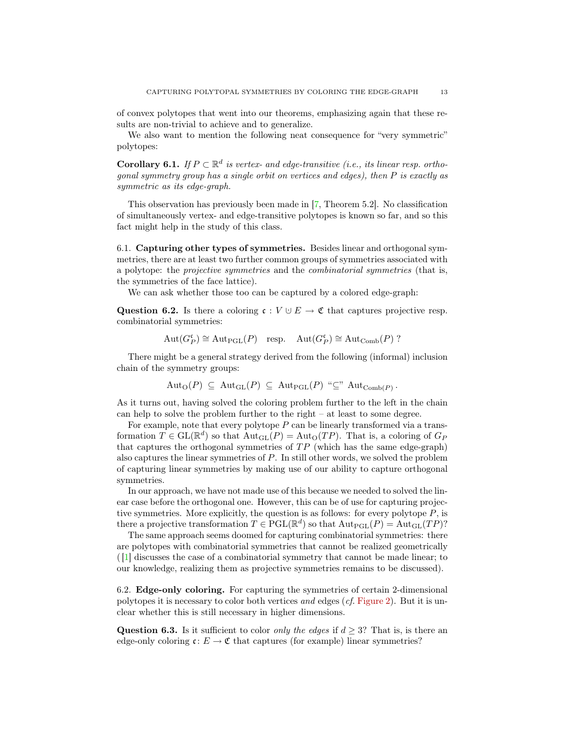of convex polytopes that went into our theorems, emphasizing again that these results are non-trivial to achieve and to generalize.

We also want to mention the following neat consequence for "very symmetric" polytopes:

**Corollary 6.1.** *If $P \subset \mathbb{R}^d$ is vertex- and edge-transitive (i.e., its linear resp. orthogonal symmetry group has a single orbit on vertices and edges), then $P$ is exactly as symmetric as its edge-graph.*

This observation has previously been made in [7, Theorem 5.2]. No classification of simultaneously vertex- and edge-transitive polytopes is known so far, and so this fact might help in the study of this class.

### 6.1. Capturing other types of symmetries.

Besides linear and orthogonal symmetries, there are at least two further common groups of symmetries associated with a polytope: the *projective symmetries* and the *combinatorial symmetries* (that is, the symmetries of the face lattice).

We can ask whether those too can be captured by a colored edge-graph:

**Question 6.2.** Is there a coloring $\mathfrak{c} : V \mathbin{\dot\cup} E \to \mathfrak{C}$ that captures projective resp. combinatorial symmetries:

$$\mathrm{Aut}(G_P^{\mathfrak{c}}) \cong \mathrm{Aut}_{\mathrm{PGL}}(P) \quad \text{resp.} \quad \mathrm{Aut}(G_P^{\mathfrak{c}}) \cong \mathrm{Aut}_{\mathrm{Comb}}(P)\ ?$$

There might be a general strategy derived from the following (informal) inclusion chain of the symmetry groups:

$$\mathrm{Aut}_{\mathrm{O}}(P) \ \subseteq\ \mathrm{Aut}_{\mathrm{GL}}(P) \ \subseteq\ \mathrm{Aut}_{\mathrm{PGL}}(P) \ \text{“}{\subseteq}\text{”}\ \mathrm{Aut}_{\mathrm{Comb}(P)}\,.$$

As it turns out, having solved the coloring problem further to the left in the chain can help to solve the problem further to the right – at least to some degree.

For example, note that every polytope $P$ can be linearly transformed via a transformation $T \in \mathrm{GL}(\mathbb{R}^d)$ so that $\mathrm{Aut}_{\mathrm{GL}}(P) = \mathrm{Aut}_{\mathrm{O}}(TP)$. That is, a coloring of $G_P$ that captures the orthogonal symmetries of $TP$ (which has the same edge-graph) also captures the linear symmetries of $P$. In still other words, we solved the problem of capturing linear symmetries by making use of our ability to capture orthogonal symmetries.

In our approach, we have not made use of this because we needed to solved the linear case before the orthogonal one. However, this can be of use for capturing projective symmetries. More explicitly, the question is as follows: for every polytope $P$, is there a projective transformation $T \in \mathrm{PGL}(\mathbb{R}^d)$ so that $\mathrm{Aut}_{\mathrm{PGL}}(P) = \mathrm{Aut}_{\mathrm{GL}}(TP)$?

The same approach seems doomed for capturing combinatorial symmetries: there are polytopes with combinatorial symmetries that cannot be realized geometrically ([1] discusses the case of a combinatorial symmetry that cannot be made linear; to our knowledge, realizing them as projective symmetries remains to be discussed).

### 6.2. Edge-only coloring.

For capturing the symmetries of certain 2-dimensional polytopes it is necessary to color both vertices *and* edges (*cf.* Figure 2). But it is unclear whether this is still necessary in higher dimensions.

**Question 6.3.** Is it sufficient to color *only the edges* if $d \geq 3$? That is, is there an edge-only coloring $\mathfrak{c} \colon E \to \mathfrak{C}$ that captures (for example) linear symmetries?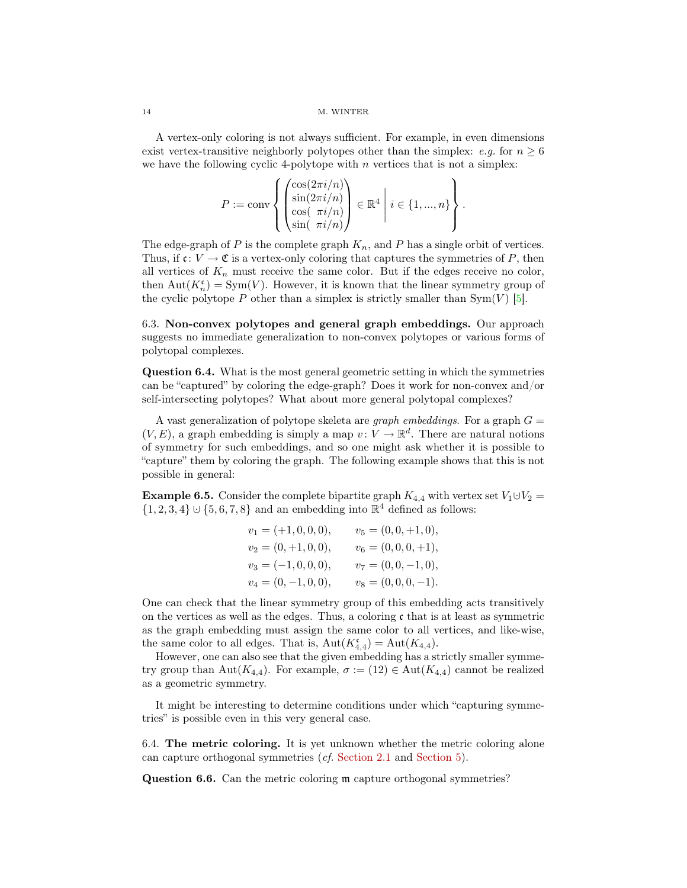A vertex-only coloring is not always sufficient. For example, in even dimensions exist vertex-transitive neighborly polytopes other than the simplex: *e.g.* for $n \geq 6$ we have the following cyclic 4-polytope with $n$ vertices that is not a simplex:

$$P := \operatorname{conv}\left\{ \begin{pmatrix} \cos(2\pi i/n) \\ \sin(2\pi i/n) \\ \cos(\ \pi i/n) \\ \sin(\ \pi i/n) \end{pmatrix} \in \mathbb{R}^4 \,\middle|\, i \in \{1, ..., n\} \right\}.$$

The edge-graph of $P$ is the complete graph $K_n$, and $P$ has a single orbit of vertices. Thus, if $\mathfrak{c}\colon V \to \mathfrak{C}$ is a vertex-only coloring that captures the symmetries of $P$, then all vertices of $K_n$ must receive the same color. But if the edges receive no color, then $\operatorname{Aut}(K_n^{\mathfrak{c}}) = \operatorname{Sym}(V)$. However, it is known that the linear symmetry group of the cyclic polytope $P$ other than a simplex is strictly smaller than $\operatorname{Sym}(V)$ [5].

6.3. **Non-convex polytopes and general graph embeddings.** Our approach suggests no immediate generalization to non-convex polytopes or various forms of polytopal complexes.

**Question 6.4.** What is the most general geometric setting in which the symmetries can be "captured" by coloring the edge-graph? Does it work for non-convex and/or self-intersecting polytopes? What about more general polytopal complexes?

A vast generalization of polytope skeleta are *graph embeddings*. For a graph $G = (V, E)$, a graph embedding is simply a map $v\colon V \to \mathbb{R}^d$. There are natural notions of symmetry for such embeddings, and so one might ask whether it is possible to "capture" them by coloring the graph. The following example shows that this is not possible in general:

**Example 6.5.** Consider the complete bipartite graph $K_{4,4}$ with vertex set $V_1 \mathbin{\dot\cup} V_2 = \{1, 2, 3, 4\} \mathbin{\dot\cup} \{5, 6, 7, 8\}$ and an embedding into $\mathbb{R}^4$ defined as follows:

$$\begin{aligned}
v_1 &= (+1, 0, 0, 0), & v_5 &= (0, 0, +1, 0),\\
v_2 &= (0, +1, 0, 0), & v_6 &= (0, 0, 0, +1),\\
v_3 &= (-1, 0, 0, 0), & v_7 &= (0, 0, -1, 0),\\
v_4 &= (0, -1, 0, 0), & v_8 &= (0, 0, 0, -1).
\end{aligned}$$

One can check that the linear symmetry group of this embedding acts transitively on the vertices as well as the edges. Thus, a coloring $\mathfrak{c}$ that is at least as symmetric as the graph embedding must assign the same color to all vertices, and like-wise, the same color to all edges. That is, $\operatorname{Aut}(K_{4,4}^{\mathfrak{c}}) = \operatorname{Aut}(K_{4,4})$.

However, one can also see that the given embedding has a strictly smaller symmetry group than $\operatorname{Aut}(K_{4,4})$. For example, $\sigma := (12) \in \operatorname{Aut}(K_{4,4})$ cannot be realized as a geometric symmetry.

It might be interesting to determine conditions under which "capturing symmetries" is possible even in this very general case.

6.4. **The metric coloring.** It is yet unknown whether the metric coloring alone can capture orthogonal symmetries (*cf.* Section 2.1 and Section 5).

**Question 6.6.** Can the metric coloring $\mathfrak{m}$ capture orthogonal symmetries?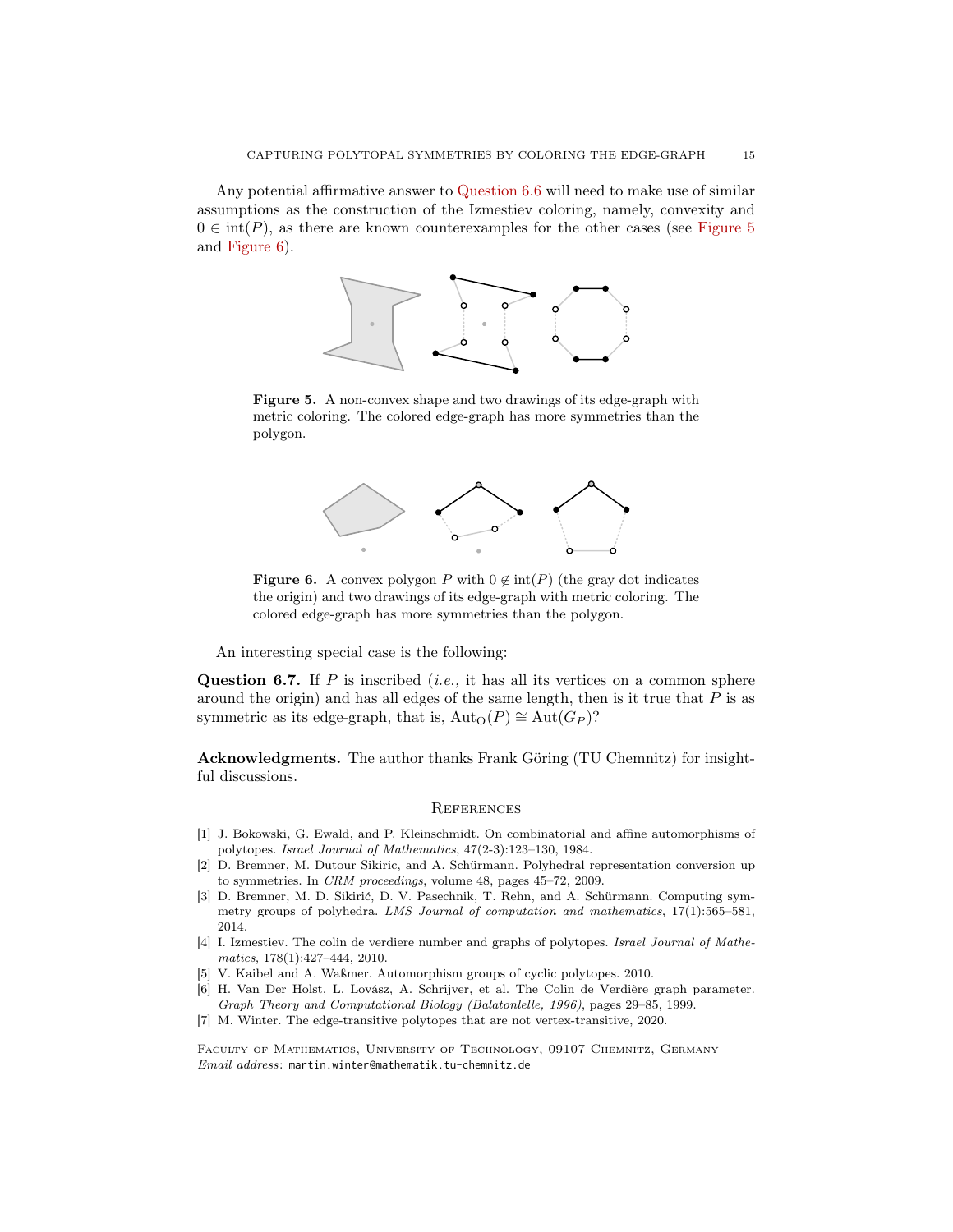Any potential affirmative answer to Question 6.6 will need to make use of similar assumptions as the construction of the Izmestiev coloring, namely, convexity and $0 \in \mathrm{int}(P)$, as there are known counterexamples for the other cases (see Figure 5 and Figure 6).

**Figure 5.** A non-convex shape and two drawings of its edge-graph with metric coloring. The colored edge-graph has more symmetries than the polygon.

**Figure 6.** A convex polygon $P$ with $0 \notin \mathrm{int}(P)$ (the gray dot indicates the origin) and two drawings of its edge-graph with metric coloring. The colored edge-graph has more symmetries than the polygon.

An interesting special case is the following:

**Question 6.7.** If $P$ is inscribed (*i.e.,* it has all its vertices on a common sphere around the origin) and has all edges of the same length, then is it true that $P$ is as symmetric as its edge-graph, that is, $\mathrm{Aut}_{\mathrm{O}}(P) \cong \mathrm{Aut}(G_P)$?

**Acknowledgments.** The author thanks Frank Göring (TU Chemnitz) for insightful discussions.

## References

[1] J. Bokowski, G. Ewald, and P. Kleinschmidt. On combinatorial and affine automorphisms of polytopes. *Israel Journal of Mathematics*, 47(2-3):123–130, 1984.

[2] D. Bremner, M. Dutour Sikiric, and A. Schürmann. Polyhedral representation conversion up to symmetries. In *CRM proceedings*, volume 48, pages 45–72, 2009.

[3] D. Bremner, M. D. Sikirić, D. V. Pasechnik, T. Rehn, and A. Schürmann. Computing symmetry groups of polyhedra. *LMS Journal of computation and mathematics*, 17(1):565–581, 2014.

[4] I. Izmestiev. The colin de verdiere number and graphs of polytopes. *Israel Journal of Mathematics*, 178(1):427–444, 2010.

[5] V. Kaibel and A. Waßmer. Automorphism groups of cyclic polytopes. 2010.

[6] H. Van Der Holst, L. Lovász, A. Schrijver, et al. The Colin de Verdière graph parameter. *Graph Theory and Computational Biology (Balatonlelle, 1996)*, pages 29–85, 1999.

[7] M. Winter. The edge-transitive polytopes that are not vertex-transitive, 2020.

Faculty of Mathematics, University of Technology, 09107 Chemnitz, Germany
*Email address*: `martin.winter@mathematik.tu-chemnitz.de`